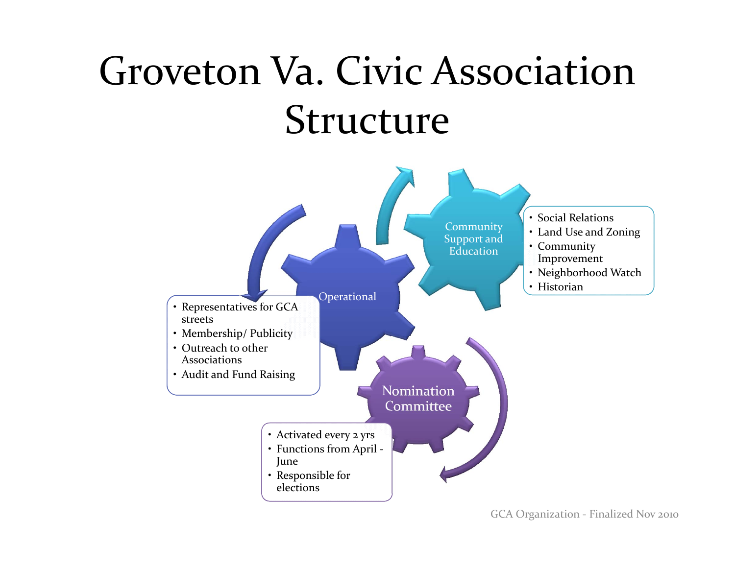# Groveton Va. Civic Association Structure

## Operational

- Representatives for GCA streets
- Membership/ Publicity
- Outreach to other Associations
- Audit and Fund Raising

## Community Support and Education

- Social Relations
- Land Use and Zoning
- Community Improvement
- Neighborhood Watch
- Historian

## Nomination Committee

- Activated every 2 yrs
- Functions from April - June
- Responsible for elections

GCA Organization - Finalized Nov 2010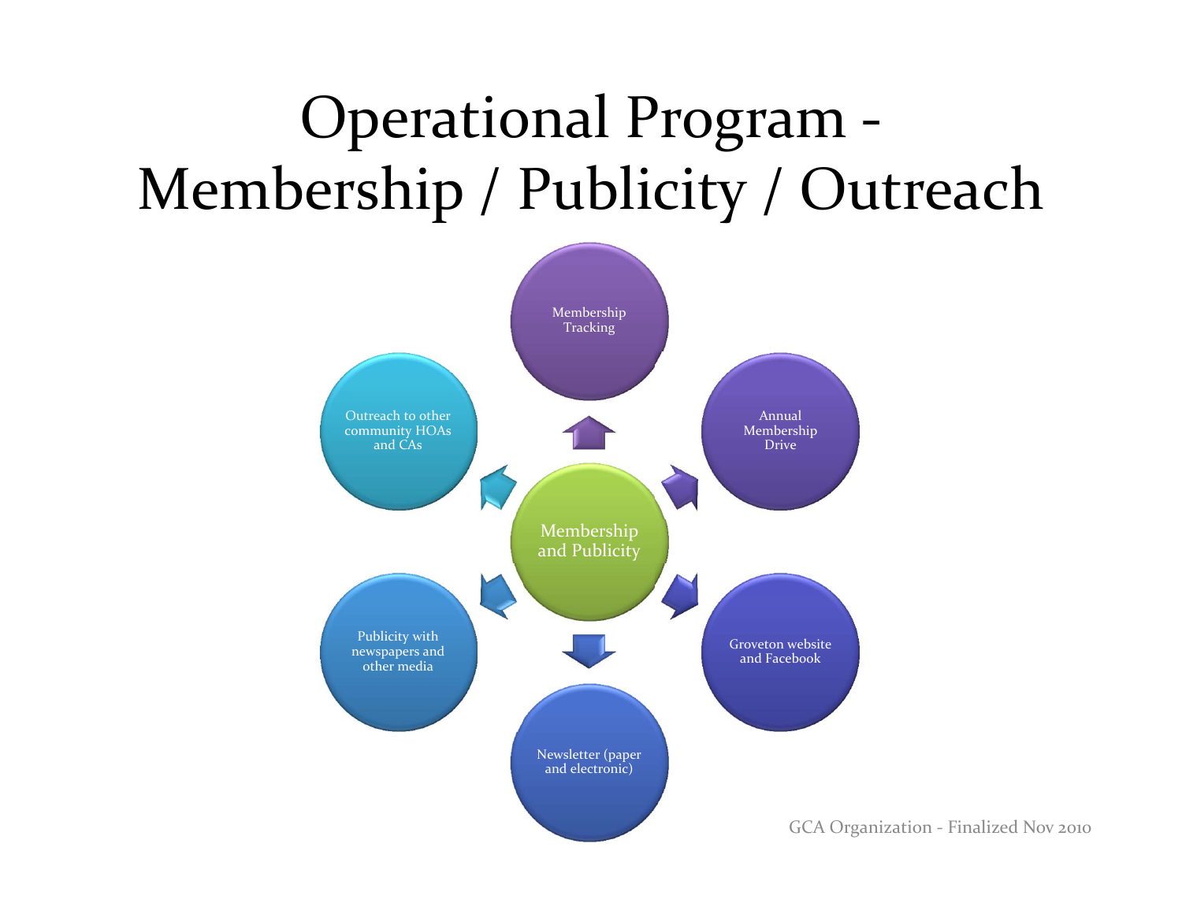# Operational Program - Membership / Publicity / Outreach

- Membership and Publicity
  - Membership Tracking
  - Annual Membership Drive
  - Groveton website and Facebook
  - Newsletter (paper and electronic)
  - Publicity with newspapers and other media
  - Outreach to other community HOAs and CAs

GCA Organization - Finalized Nov 2010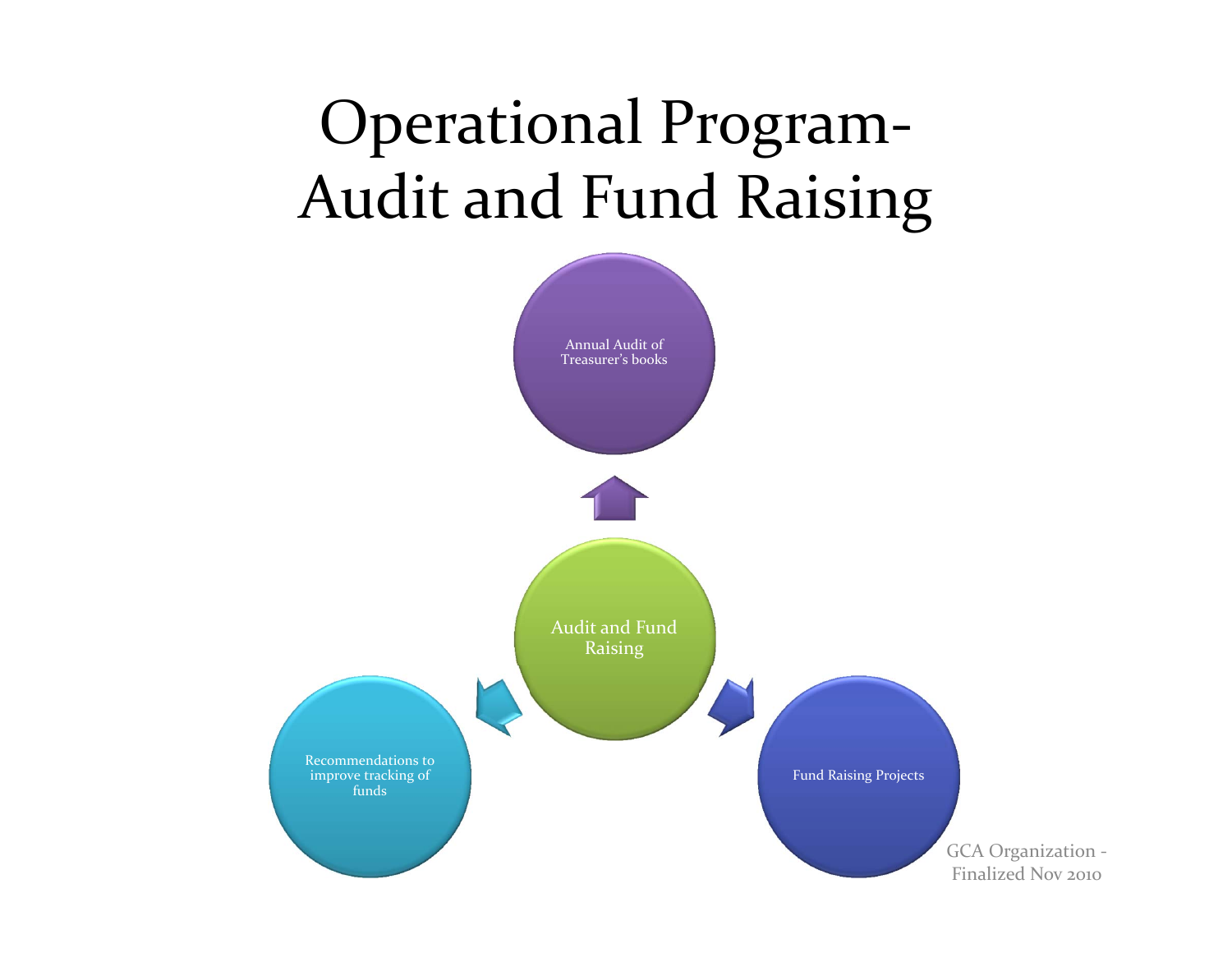# Operational Program- Audit and Fund Raising

- Audit and Fund Raising
  - Annual Audit of Treasurer's books
  - Fund Raising Projects
  - Recommendations to improve tracking of funds

GCA Organization - Finalized Nov 2010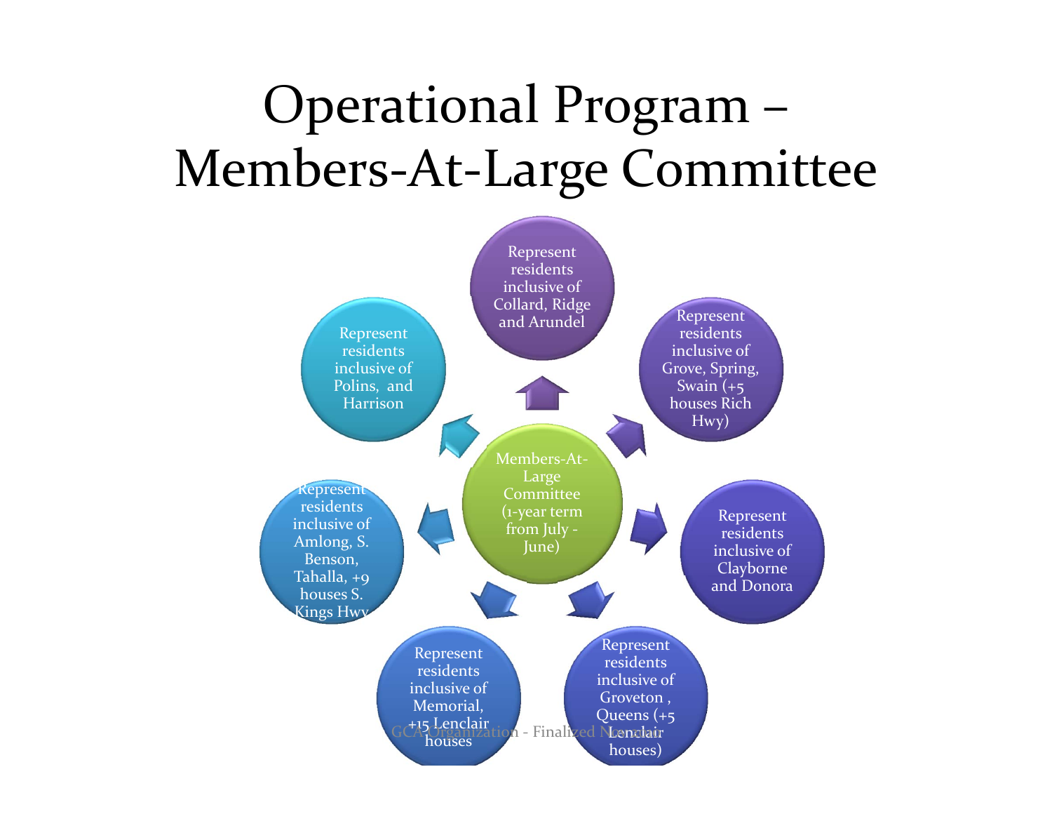# Operational Program – Members-At-Large Committee

**Members-At-Large Committee (1-year term from July - June)**

- Represent residents inclusive of Collard, Ridge and Arundel
- Represent residents inclusive of Grove, Spring, Swain (+5 houses Rich Hwy)
- Represent residents inclusive of Clayborne and Donora
- Represent residents inclusive of Groveton, Queens (+5 Lenclair houses)
- Represent residents inclusive of Memorial, +15 Lenclair houses
- Represent residents inclusive of Amlong, S. Benson, Tahalla, +9 houses S. Kings Hwy
- Represent residents inclusive of Polins, and Harrison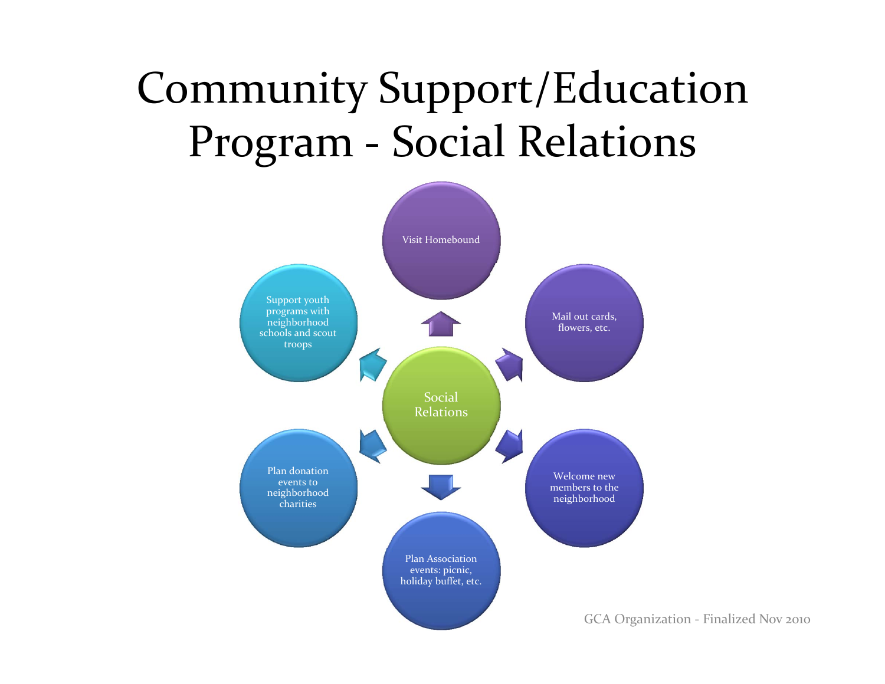# Community Support/Education Program - Social Relations

Social Relations

- Visit Homebound
- Mail out cards, flowers, etc.
- Welcome new members to the neighborhood
- Plan Association events: picnic, holiday buffet, etc.
- Plan donation events to neighborhood charities
- Support youth programs with neighborhood schools and scout troops

GCA Organization - Finalized Nov 2010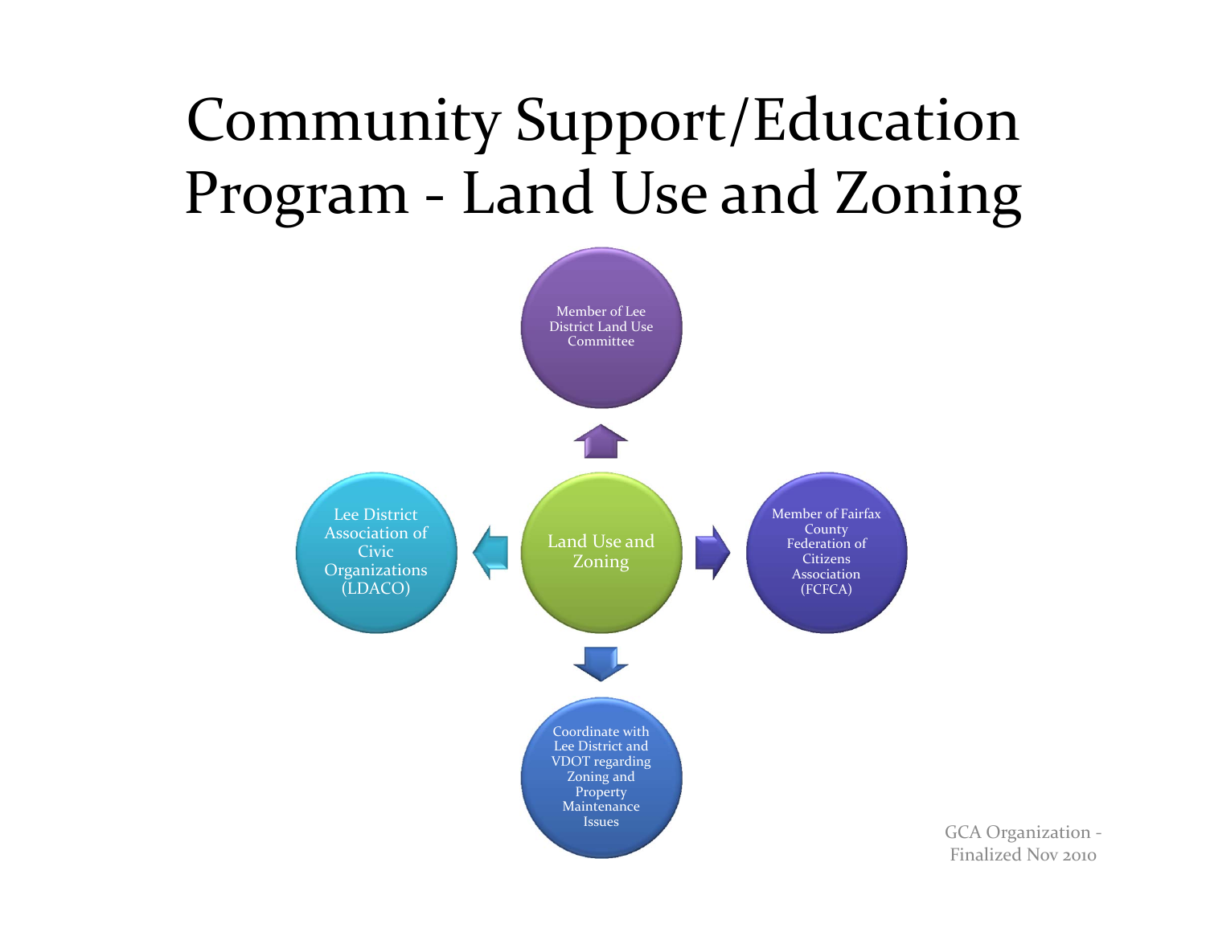# Community Support/Education Program - Land Use and Zoning

Land Use and Zoning

- Member of Lee District Land Use Committee
- Member of Fairfax County Federation of Citizens Association (FCFCA)
- Coordinate with Lee District and VDOT regarding Zoning and Property Maintenance Issues
- Lee District Association of Civic Organizations (LDACO)

GCA Organization - Finalized Nov 2010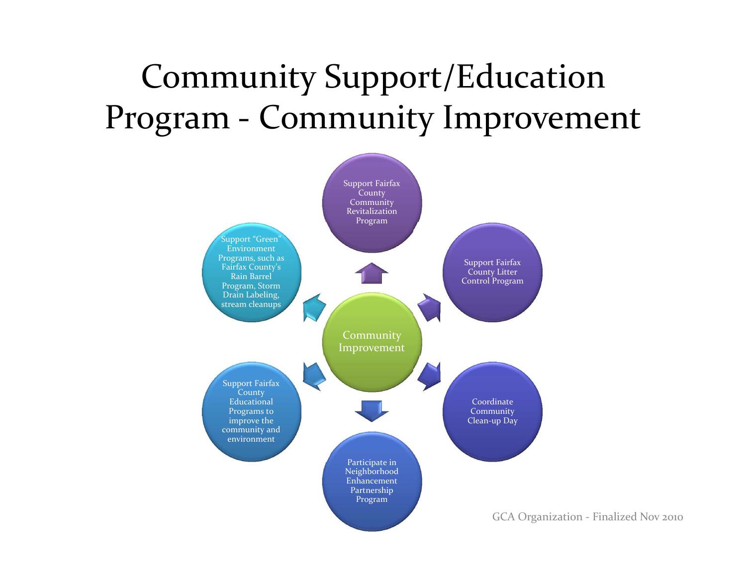# Community Support/Education Program - Community Improvement

**Community Improvement**

- Support Fairfax County Community Revitalization Program
- Support Fairfax County Litter Control Program
- Coordinate Community Clean-up Day
- Participate in Neighborhood Enhancement Partnership Program
- Support Fairfax County Educational Programs to improve the community and environment
- Support "Green" Environment Programs, such as Fairfax County's Rain Barrel Program, Storm Drain Labeling, stream cleanups

GCA Organization - Finalized Nov 2010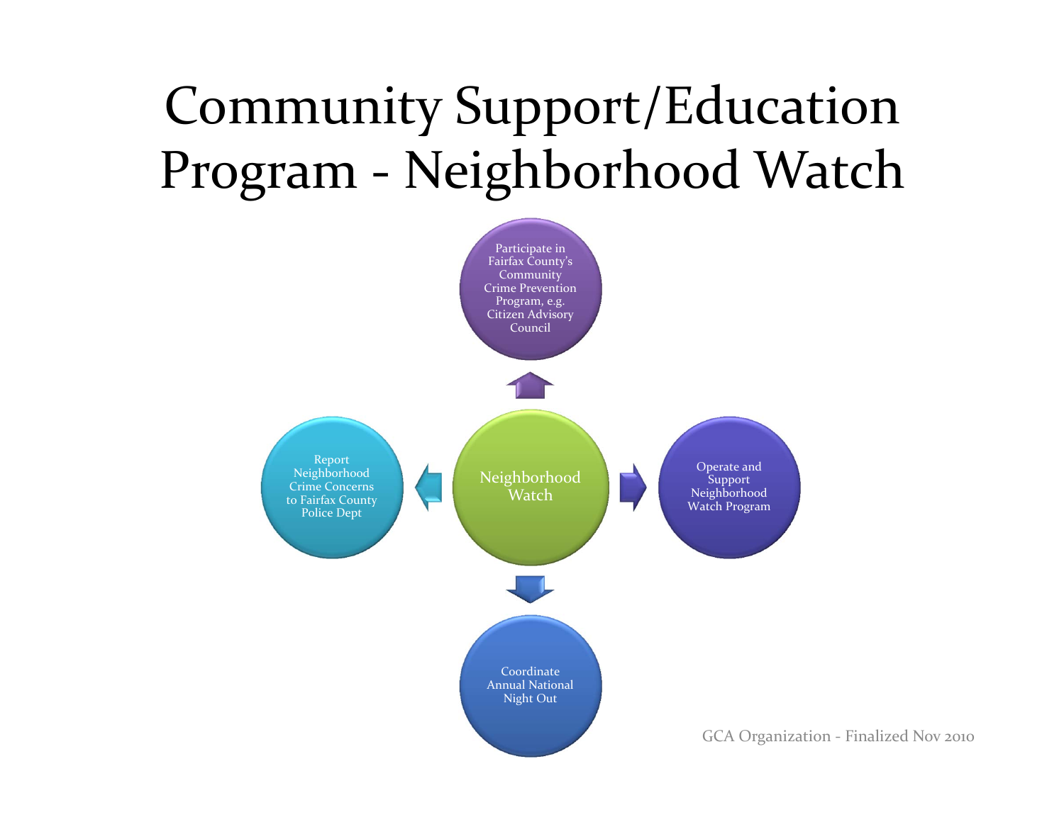# Community Support/Education Program - Neighborhood Watch

- Neighborhood Watch
  - Participate in Fairfax County's Community Crime Prevention Program, e.g. Citizen Advisory Council
  - Operate and Support Neighborhood Watch Program
  - Coordinate Annual National Night Out
  - Report Neighborhood Crime Concerns to Fairfax County Police Dept

GCA Organization - Finalized Nov 2010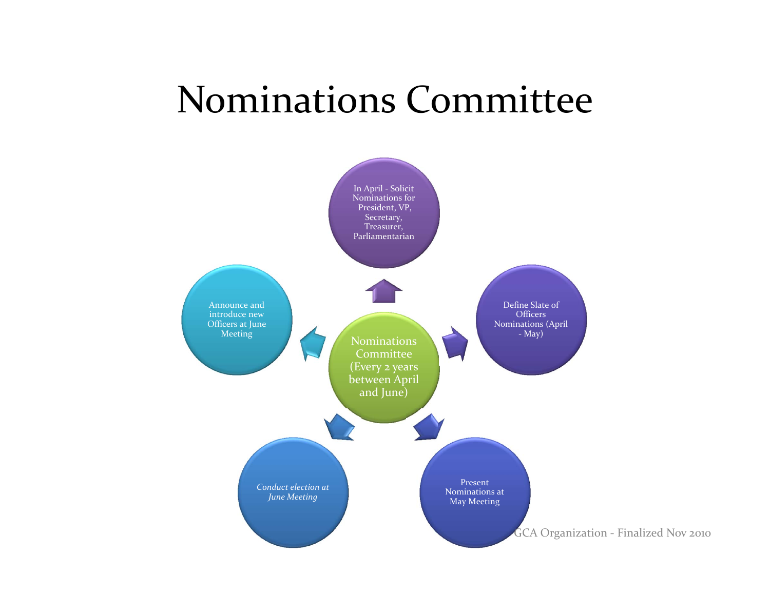# Nominations Committee

Nominations Committee (Every 2 years between April and June)

In April - Solicit Nominations for President, VP, Secretary, Treasurer, Parliamentarian

Define Slate of Officers Nominations (April - May)

Present Nominations at May Meeting

*Conduct election at June Meeting*

Announce and introduce new Officers at June Meeting

GCA Organization - Finalized Nov 2010